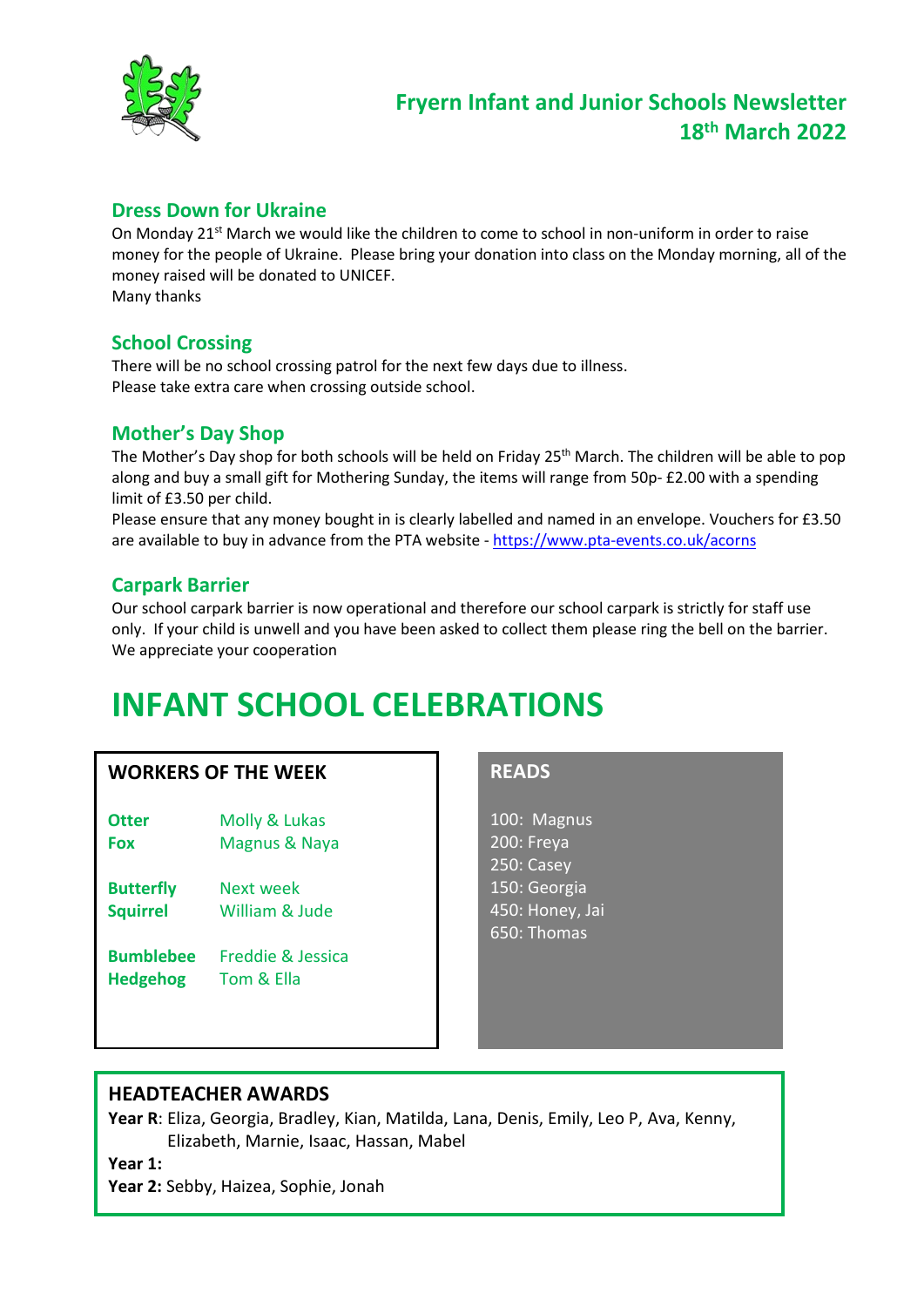# Fryern Infant and Junior Schools Newsletter 18th March 2022

## Dress Down for Ukraine

On Monday 21st March we would like the children to come to school in non-uniform in order to raise money for the people of Ukraine. Please bring your donation into class on the Monday morning, all of the money raised will be donated to UNICEF.
Many thanks

## School Crossing

There will be no school crossing patrol for the next few days due to illness.
Please take extra care when crossing outside school.

## Mother's Day Shop

The Mother's Day shop for both schools will be held on Friday 25th March. The children will be able to pop along and buy a small gift for Mothering Sunday, the items will range from 50p- £2.00 with a spending limit of £3.50 per child.
Please ensure that any money bought in is clearly labelled and named in an envelope. Vouchers for £3.50 are available to buy in advance from the PTA website - https://www.pta-events.co.uk/acorns

## Carpark Barrier

Our school carpark barrier is now operational and therefore our school carpark is strictly for staff use only. If your child is unwell and you have been asked to collect them please ring the bell on the barrier. We appreciate your cooperation

# INFANT SCHOOL CELEBRATIONS

### WORKERS OF THE WEEK

| | |
|---|---|
| **Otter** | Molly & Lukas |
| **Fox** | Magnus & Naya |
| **Butterfly** | Next week |
| **Squirrel** | William & Jude |
| **Bumblebee** | Freddie & Jessica |
| **Hedgehog** | Tom & Ella |

### READS

100: Magnus
200: Freya
250: Casey
150: Georgia
450: Honey, Jai
650: Thomas

### HEADTEACHER AWARDS

**Year R**: Eliza, Georgia, Bradley, Kian, Matilda, Lana, Denis, Emily, Leo P, Ava, Kenny, Elizabeth, Marnie, Isaac, Hassan, Mabel

**Year 1:**

**Year 2:** Sebby, Haizea, Sophie, Jonah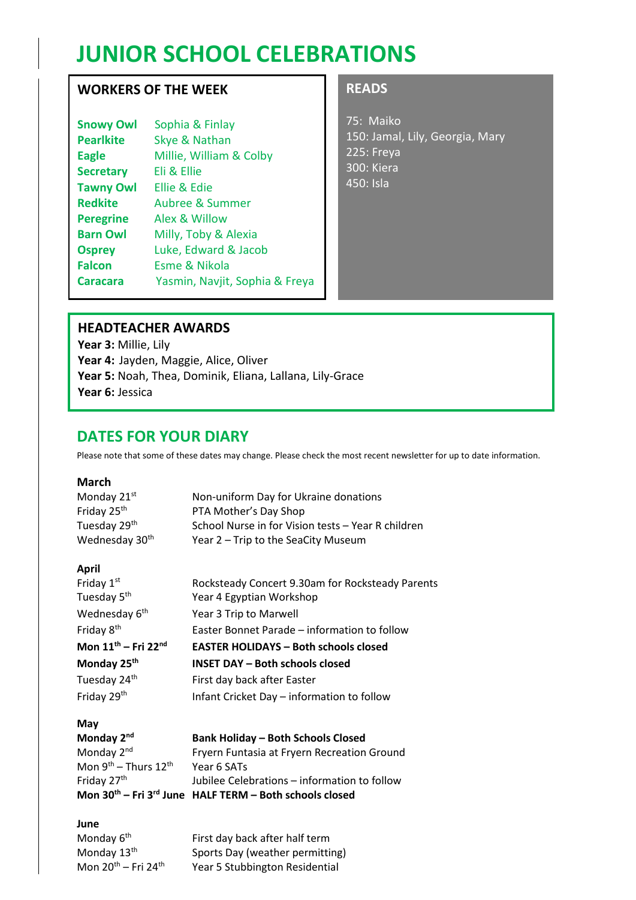# JUNIOR SCHOOL CELEBRATIONS

## WORKERS OF THE WEEK

| | |
|---|---|
| **Snowy Owl** | Sophia & Finlay |
| **Pearlkite** | Skye & Nathan |
| **Eagle** | Millie, William & Colby |
| **Secretary** | Eli & Ellie |
| **Tawny Owl** | Ellie & Edie |
| **Redkite** | Aubree & Summer |
| **Peregrine** | Alex & Willow |
| **Barn Owl** | Milly, Toby & Alexia |
| **Osprey** | Luke, Edward & Jacob |
| **Falcon** | Esme & Nikola |
| **Caracara** | Yasmin, Navjit, Sophia & Freya |

## READS

75: Maiko
150: Jamal, Lily, Georgia, Mary
225: Freya
300: Kiera
450: Isla

## HEADTEACHER AWARDS

**Year 3:** Millie, Lily
**Year 4:** Jayden, Maggie, Alice, Oliver
**Year 5:** Noah, Thea, Dominik, Eliana, Lallana, Lily-Grace
**Year 6:** Jessica

## DATES FOR YOUR DIARY

Please note that some of these dates may change. Please check the most recent newsletter for up to date information.

**March**

| | |
|---|---|
| Monday 21st | Non-uniform Day for Ukraine donations |
| Friday 25th | PTA Mother's Day Shop |
| Tuesday 29th | School Nurse in for Vision tests – Year R children |
| Wednesday 30th | Year 2 – Trip to the SeaCity Museum |

**April**

| | |
|---|---|
| Friday 1st | Rocksteady Concert 9.30am for Rocksteady Parents |
| Tuesday 5th | Year 4 Egyptian Workshop |
| Wednesday 6th | Year 3 Trip to Marwell |
| Friday 8th | Easter Bonnet Parade – information to follow |
| **Mon 11th – Fri 22nd** | **EASTER HOLIDAYS – Both schools closed** |
| **Monday 25th** | **INSET DAY – Both schools closed** |
| Tuesday 24th | First day back after Easter |
| Friday 29th | Infant Cricket Day – information to follow |

**May**

| | |
|---|---|
| **Monday 2nd** | **Bank Holiday – Both Schools Closed** |
| Monday 2nd | Fryern Funtasia at Fryern Recreation Ground |
| Mon 9th – Thurs 12th | Year 6 SATs |
| Friday 27th | Jubilee Celebrations – information to follow |
| **Mon 30th – Fri 3rd June** | **HALF TERM – Both schools closed** |

**June**

| | |
|---|---|
| Monday 6th | First day back after half term |
| Monday 13th | Sports Day (weather permitting) |
| Mon 20th – Fri 24th | Year 5 Stubbington Residential |